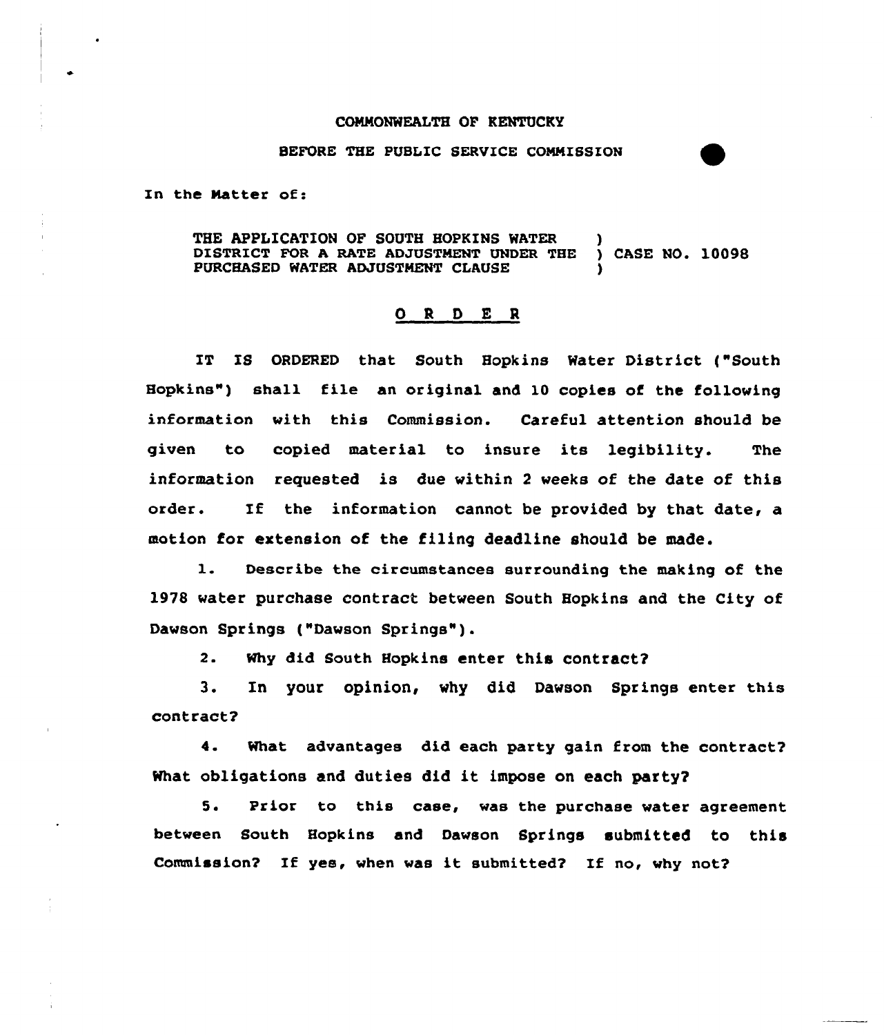COMMONWEALTH OF KENTUCKY

BEFORE THE PUBLIC SERVICE COMMISSION

In the Matter of:

THE APPLICATION OF SOUTH HOPKINS WATER DISTRICT FOR A RATE ADJUSTMENT UNDER THE PURCHASED WATER ADJUSTMENT CLAUSE ) CASE NO. 10098

# O R D E R

IT IS ORDERED that South Hopkins Water District ("South Hopkins") shall file an original and 10 copies of the following information with this Commission. Careful attention should be given to copied material to insure its legibility. The information requested is due within 2 weeks of the date of this order. If the information cannot be provided by that date, a motion for extension of the filing deadline should be made.

1. Describe the circumstances surrounding the making of the 1978 water purchase contract between South Hopkins and the City of Dawson Springs ("Dawson Springs").

2. Why did South Hopkins enter this contract?

3. In your opinion, why did Dawson Springs enter this contract?

4. What advantages did each party gain from the contract? What obligations and duties did it impose on each party?

5. Prior to this case, was the purchase water agreement between South Hopkins and Dawson Springs submitted to this Commission? If yes, when was it submitted? If no, why not?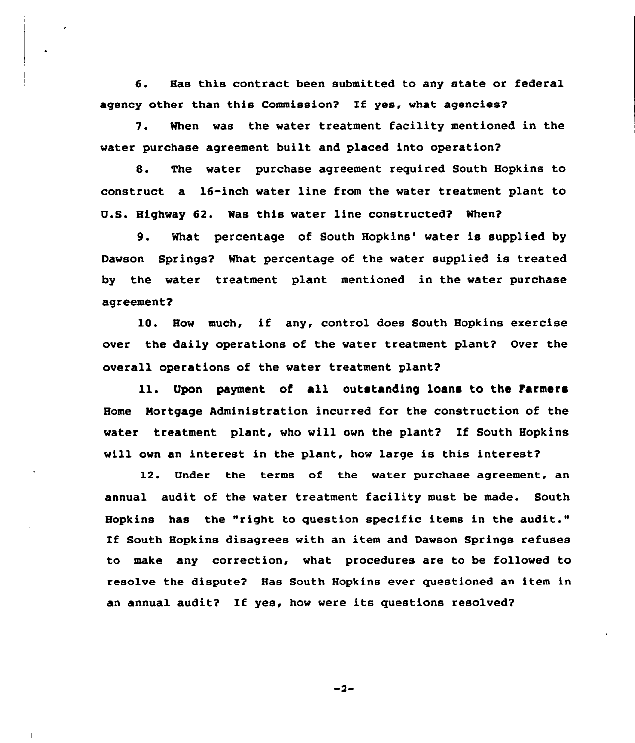6. Has this contract been submitted to any state or federal agency other than this Commission? If yes, what agencies?

7. When was the water treatment facility mentioned in the water purchase agreement built and placed into operation?

8. The water purchase agreement required South Hopkins to construct a 16-inch water line from the water treatment plant to U.S. Highway 62. Was this water line constructed? When?

9. What percentage of South Hopkins' water is supplied by Dawson Springs? What percentage of the water supplied is treated by the water treatment plant mentioned in the water purchase agreement?

10. How much, if any, control does South Hopkins exercise over the daily operations of the water treatment plant? Over the overall operations of the water treatment plant?

11. Upon payment of all outstanding loans to the Farmers Home Mortgage Administration incurred for the construction of the water treatment plant, who will own the plant? If South Hopkins will own an interest in the plant, how large is this interest?

12. Under the terms of the water purchase agreement, an annual audit of the water treatment facility must be made. South Hopkins has the "right to question specific items in the audit." If South Hopkins disagrees with an item and Dawson Springs refuses to make any correction, what procedures are to be followed to resolve the dispute? Has South Hopkins ever questioned an item in an annual audit? If yes, how were its questions resolved?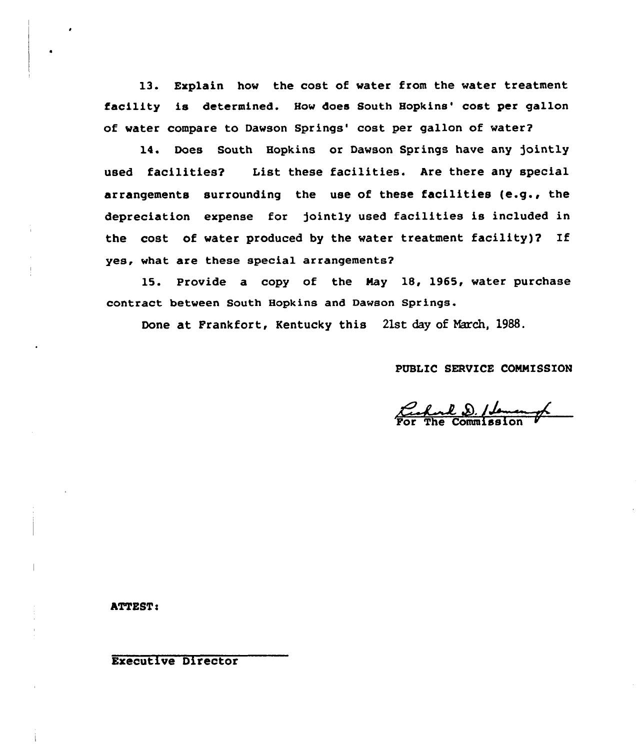13. Explain how the cost of water from the water treatment facility is determined. How does South Hopkins' cost per gallon of water compare to Dawson Springs' cost per gallon of water?

14. Does South Hopkins or Dawson Springs have any jointly used facilities? List these facilities. Are there any special arrangements surrounding the use of these facilities (e.g., the depreciation expense for jointly used facilities is included in the cost of water produced by the water treatment facility)? If yes, what are these special arrangements?

15. Provide a copy of the May 18, 1965, water purchase contract between South Hopkins and Dawson Springs.

Done at Frankfort, Kentucky this 21st day of March, 1988.

PUBLIC SERVICE COMMISSION

For The Commission

ATTEST:

Executive Director